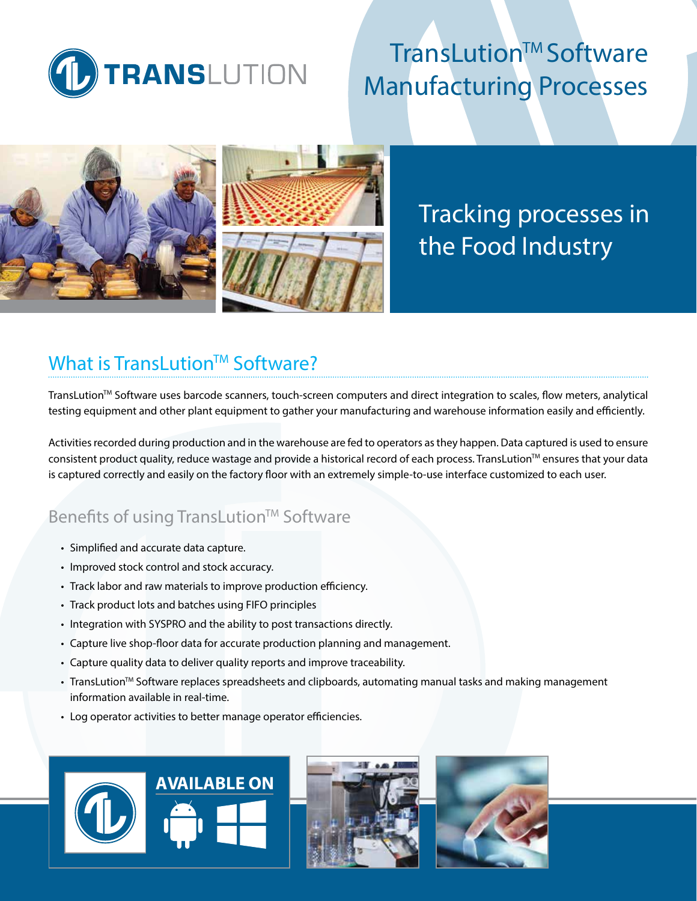# TransLution™ Software Manufacturing Processes

## Tracking processes in the Food Industry

## What is TransLution™ Software?

TransLution™ Software uses barcode scanners, touch-screen computers and direct integration to scales, flow meters, analytical testing equipment and other plant equipment to gather your manufacturing and warehouse information easily and efficiently.

Activities recorded during production and in the warehouse are fed to operators as they happen. Data captured is used to ensure consistent product quality, reduce wastage and provide a historical record of each process. TransLution™ ensures that your data is captured correctly and easily on the factory floor with an extremely simple-to-use interface customized to each user.

### Benefits of using TransLution™ Software

- Simplified and accurate data capture.
- Improved stock control and stock accuracy.
- Track labor and raw materials to improve production efficiency.
- Track product lots and batches using FIFO principles
- Integration with SYSPRO and the ability to post transactions directly.
- Capture live shop-floor data for accurate production planning and management.
- Capture quality data to deliver quality reports and improve traceability.
- TransLution™ Software replaces spreadsheets and clipboards, automating manual tasks and making management information available in real-time.
- Log operator activities to better manage operator efficiencies.

**AVAILABLE ON**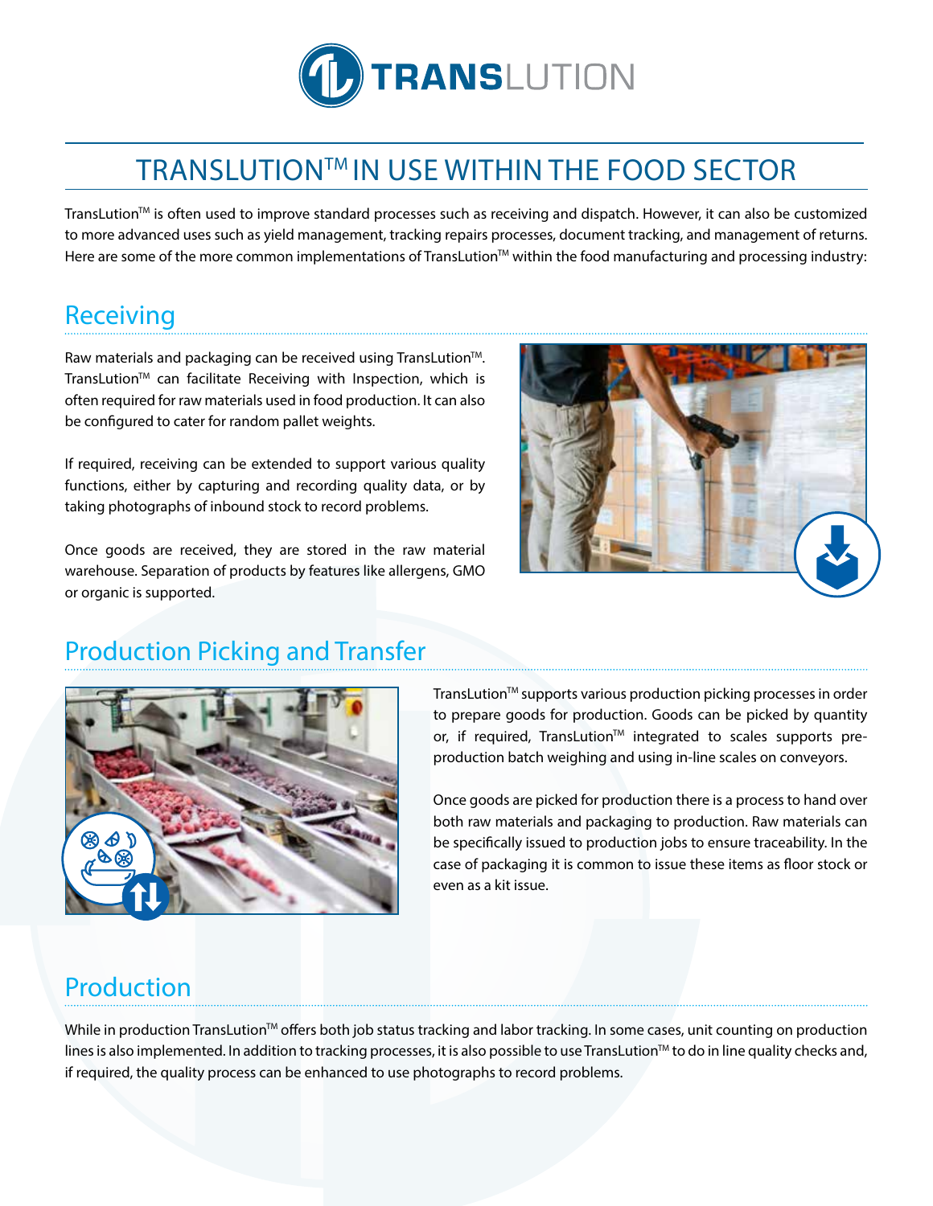# TRANSLUTION™ IN USE WITHIN THE FOOD SECTOR

TransLution™ is often used to improve standard processes such as receiving and dispatch. However, it can also be customized to more advanced uses such as yield management, tracking repairs processes, document tracking, and management of returns. Here are some of the more common implementations of TransLution™ within the food manufacturing and processing industry:

## Receiving

Raw materials and packaging can be received using TransLution™. TransLution™ can facilitate Receiving with Inspection, which is often required for raw materials used in food production. It can also be configured to cater for random pallet weights.

If required, receiving can be extended to support various quality functions, either by capturing and recording quality data, or by taking photographs of inbound stock to record problems.

Once goods are received, they are stored in the raw material warehouse. Separation of products by features like allergens, GMO or organic is supported.

## Production Picking and Transfer

TransLution™ supports various production picking processes in order to prepare goods for production. Goods can be picked by quantity or, if required, TransLution™ integrated to scales supports pre-production batch weighing and using in-line scales on conveyors.

Once goods are picked for production there is a process to hand over both raw materials and packaging to production. Raw materials can be specifically issued to production jobs to ensure traceability. In the case of packaging it is common to issue these items as floor stock or even as a kit issue.

## Production

While in production TransLution™ offers both job status tracking and labor tracking. In some cases, unit counting on production lines is also implemented. In addition to tracking processes, it is also possible to use TransLution™ to do in line quality checks and, if required, the quality process can be enhanced to use photographs to record problems.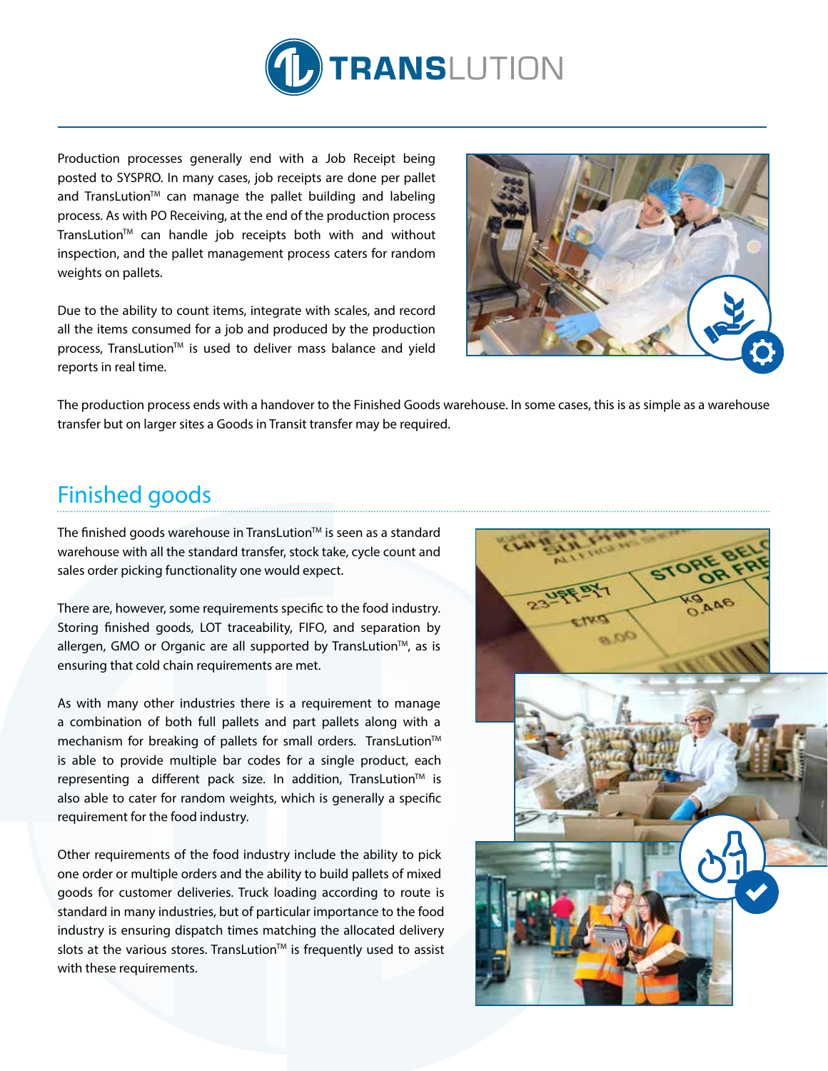Production processes generally end with a Job Receipt being posted to SYSPRO. In many cases, job receipts are done per pallet and TransLution™ can manage the pallet building and labeling process. As with PO Receiving, at the end of the production process TransLution™ can handle job receipts both with and without inspection, and the pallet management process caters for random weights on pallets.

Due to the ability to count items, integrate with scales, and record all the items consumed for a job and produced by the production process, TransLution™ is used to deliver mass balance and yield reports in real time.

The production process ends with a handover to the Finished Goods warehouse. In some cases, this is as simple as a warehouse transfer but on larger sites a Goods in Transit transfer may be required.

## Finished goods

The finished goods warehouse in TransLution™ is seen as a standard warehouse with all the standard transfer, stock take, cycle count and sales order picking functionality one would expect.

There are, however, some requirements specific to the food industry. Storing finished goods, LOT traceability, FIFO, and separation by allergen, GMO or Organic are all supported by TransLution™, as is ensuring that cold chain requirements are met.

As with many other industries there is a requirement to manage a combination of both full pallets and part pallets along with a mechanism for breaking of pallets for small orders. TransLution™ is able to provide multiple bar codes for a single product, each representing a different pack size. In addition, TransLution™ is also able to cater for random weights, which is generally a specific requirement for the food industry.

Other requirements of the food industry include the ability to pick one order or multiple orders and the ability to build pallets of mixed goods for customer deliveries. Truck loading according to route is standard in many industries, but of particular importance to the food industry is ensuring dispatch times matching the allocated delivery slots at the various stores. TransLution™ is frequently used to assist with these requirements.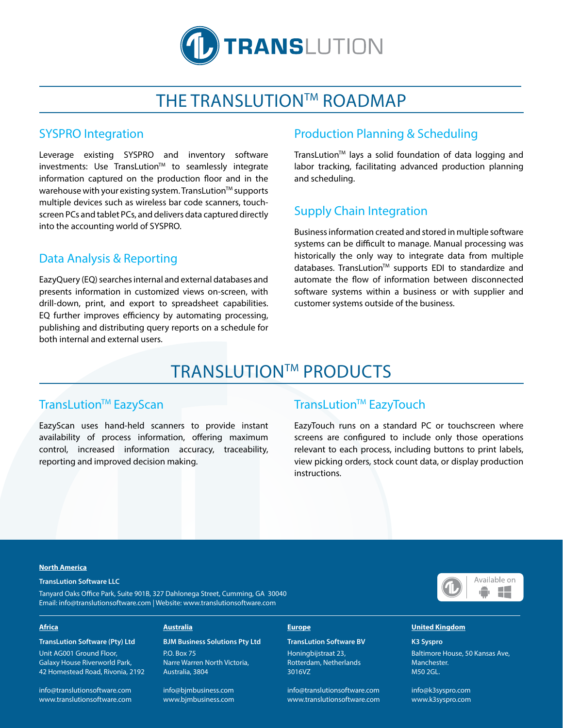# THE TRANSLUTION™ ROADMAP

## SYSPRO Integration

Leverage existing SYSPRO and inventory software investments: Use TransLution™ to seamlessly integrate information captured on the production floor and in the warehouse with your existing system. TransLution™ supports multiple devices such as wireless bar code scanners, touch-screen PCs and tablet PCs, and delivers data captured directly into the accounting world of SYSPRO.

## Data Analysis & Reporting

EazyQuery (EQ) searches internal and external databases and presents information in customized views on-screen, with drill-down, print, and export to spreadsheet capabilities. EQ further improves efficiency by automating processing, publishing and distributing query reports on a schedule for both internal and external users.

## Production Planning & Scheduling

TransLution™ lays a solid foundation of data logging and labor tracking, facilitating advanced production planning and scheduling.

## Supply Chain Integration

Business information created and stored in multiple software systems can be difficult to manage. Manual processing was historically the only way to integrate data from multiple databases. TransLution™ supports EDI to standardize and automate the flow of information between disconnected software systems within a business or with supplier and customer systems outside of the business.

# TRANSLUTION™ PRODUCTS

## TransLution™ EazyScan

EazyScan uses hand-held scanners to provide instant availability of process information, offering maximum control, increased information accuracy, traceability, reporting and improved decision making.

## TransLution™ EazyTouch

EazyTouch runs on a standard PC or touchscreen where screens are configured to include only those operations relevant to each process, including buttons to print labels, view picking orders, stock count data, or display production instructions.

**North America**

**TransLution Software LLC**

Tanyard Oaks Office Park, Suite 901B, 327 Dahlonega Street, Cumming, GA 30040
Email: info@translutionsoftware.com | Website: www.translutionsoftware.com

Available on

**Africa**

**TransLution Software (Pty) Ltd**
Unit AG001 Ground Floor,
Galaxy House Riverworld Park,
42 Homestead Road, Rivonia, 2192

info@translutionsoftware.com
www.translutionsoftware.com

**Australia**

**BJM Business Solutions Pty Ltd**
P.O. Box 75
Narre Warren North Victoria,
Australia, 3804

info@bjmbusiness.com
www.bjmbusiness.com

**Europe**

**TransLution Software BV**
Honingbijstraat 23,
Rotterdam, Netherlands
3016VZ

info@translutionsoftware.com
www.translutionsoftware.com

**United Kingdom**

**K3 Syspro**
Baltimore House, 50 Kansas Ave,
Manchester.
M50 2GL.

info@k3syspro.com
www.k3syspro.com